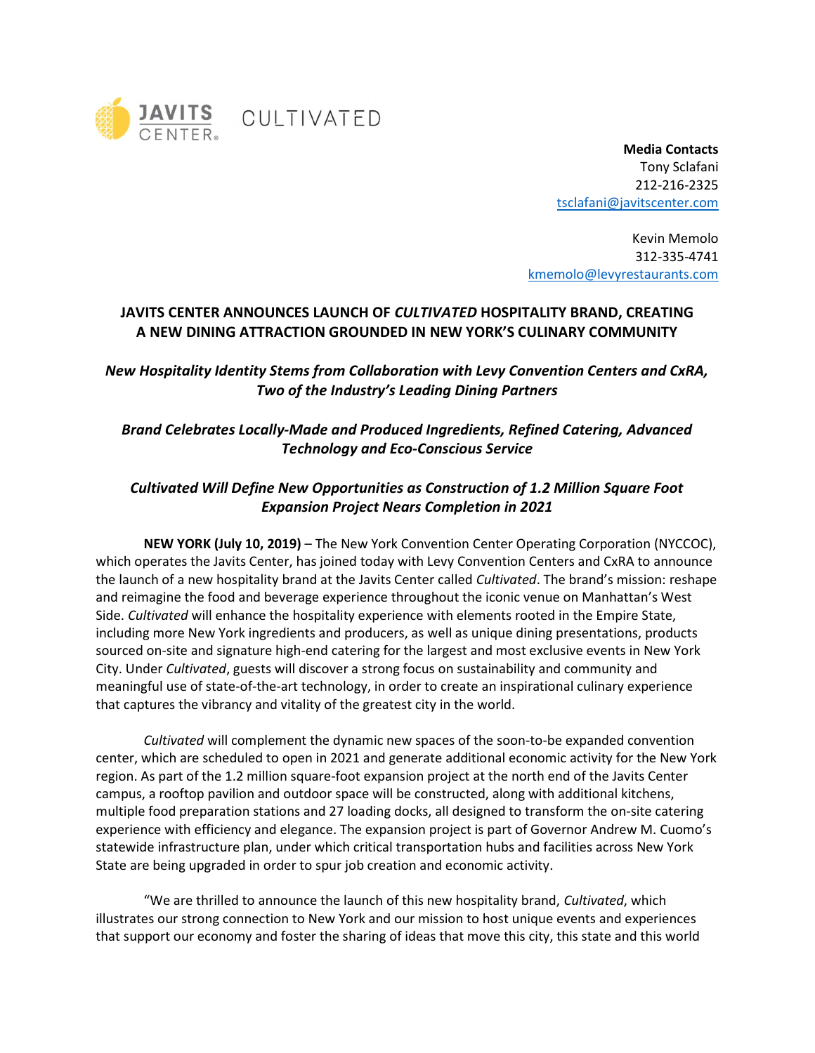JAVITS CENTER® CULTIVATED

**Media Contacts**
Tony Sclafani
212-216-2325
tsclafani@javitscenter.com

Kevin Memolo
312-335-4741
kmemolo@levyrestaurants.com

# JAVITS CENTER ANNOUNCES LAUNCH OF *CULTIVATED* HOSPITALITY BRAND, CREATING A NEW DINING ATTRACTION GROUNDED IN NEW YORK'S CULINARY COMMUNITY

***New Hospitality Identity Stems from Collaboration with Levy Convention Centers and CxRA, Two of the Industry's Leading Dining Partners***

***Brand Celebrates Locally-Made and Produced Ingredients, Refined Catering, Advanced Technology and Eco-Conscious Service***

***Cultivated Will Define New Opportunities as Construction of 1.2 Million Square Foot Expansion Project Nears Completion in 2021***

**NEW YORK (July 10, 2019)** – The New York Convention Center Operating Corporation (NYCCOC), which operates the Javits Center, has joined today with Levy Convention Centers and CxRA to announce the launch of a new hospitality brand at the Javits Center called *Cultivated*. The brand's mission: reshape and reimagine the food and beverage experience throughout the iconic venue on Manhattan's West Side. *Cultivated* will enhance the hospitality experience with elements rooted in the Empire State, including more New York ingredients and producers, as well as unique dining presentations, products sourced on-site and signature high-end catering for the largest and most exclusive events in New York City. Under *Cultivated*, guests will discover a strong focus on sustainability and community and meaningful use of state-of-the-art technology, in order to create an inspirational culinary experience that captures the vibrancy and vitality of the greatest city in the world.

*Cultivated* will complement the dynamic new spaces of the soon-to-be expanded convention center, which are scheduled to open in 2021 and generate additional economic activity for the New York region. As part of the 1.2 million square-foot expansion project at the north end of the Javits Center campus, a rooftop pavilion and outdoor space will be constructed, along with additional kitchens, multiple food preparation stations and 27 loading docks, all designed to transform the on-site catering experience with efficiency and elegance. The expansion project is part of Governor Andrew M. Cuomo's statewide infrastructure plan, under which critical transportation hubs and facilities across New York State are being upgraded in order to spur job creation and economic activity.

"We are thrilled to announce the launch of this new hospitality brand, *Cultivated*, which illustrates our strong connection to New York and our mission to host unique events and experiences that support our economy and foster the sharing of ideas that move this city, this state and this world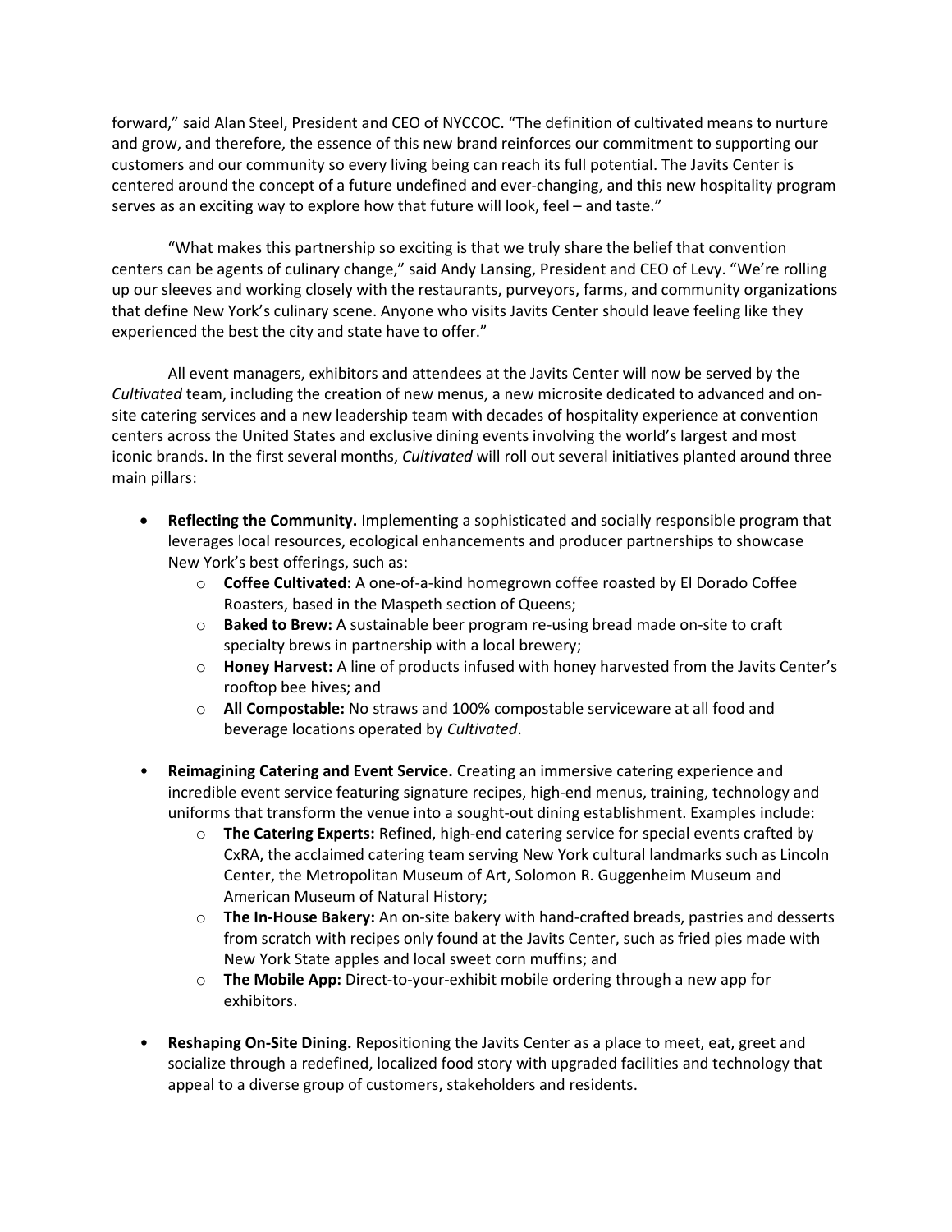forward," said Alan Steel, President and CEO of NYCCOC. "The definition of cultivated means to nurture and grow, and therefore, the essence of this new brand reinforces our commitment to supporting our customers and our community so every living being can reach its full potential. The Javits Center is centered around the concept of a future undefined and ever-changing, and this new hospitality program serves as an exciting way to explore how that future will look, feel – and taste."

"What makes this partnership so exciting is that we truly share the belief that convention centers can be agents of culinary change," said Andy Lansing, President and CEO of Levy. "We're rolling up our sleeves and working closely with the restaurants, purveyors, farms, and community organizations that define New York's culinary scene. Anyone who visits Javits Center should leave feeling like they experienced the best the city and state have to offer."

All event managers, exhibitors and attendees at the Javits Center will now be served by the *Cultivated* team, including the creation of new menus, a new microsite dedicated to advanced and on-site catering services and a new leadership team with decades of hospitality experience at convention centers across the United States and exclusive dining events involving the world's largest and most iconic brands. In the first several months, *Cultivated* will roll out several initiatives planted around three main pillars:

- **Reflecting the Community.** Implementing a sophisticated and socially responsible program that leverages local resources, ecological enhancements and producer partnerships to showcase New York's best offerings, such as:
    - **Coffee Cultivated:** A one-of-a-kind homegrown coffee roasted by El Dorado Coffee Roasters, based in the Maspeth section of Queens;
    - **Baked to Brew:** A sustainable beer program re-using bread made on-site to craft specialty brews in partnership with a local brewery;
    - **Honey Harvest:** A line of products infused with honey harvested from the Javits Center's rooftop bee hives; and
    - **All Compostable:** No straws and 100% compostable serviceware at all food and beverage locations operated by *Cultivated*.

- **Reimagining Catering and Event Service.** Creating an immersive catering experience and incredible event service featuring signature recipes, high-end menus, training, technology and uniforms that transform the venue into a sought-out dining establishment. Examples include:
    - **The Catering Experts:** Refined, high-end catering service for special events crafted by CxRA, the acclaimed catering team serving New York cultural landmarks such as Lincoln Center, the Metropolitan Museum of Art, Solomon R. Guggenheim Museum and American Museum of Natural History;
    - **The In-House Bakery:** An on-site bakery with hand-crafted breads, pastries and desserts from scratch with recipes only found at the Javits Center, such as fried pies made with New York State apples and local sweet corn muffins; and
    - **The Mobile App:** Direct-to-your-exhibit mobile ordering through a new app for exhibitors.

- **Reshaping On-Site Dining.** Repositioning the Javits Center as a place to meet, eat, greet and socialize through a redefined, localized food story with upgraded facilities and technology that appeal to a diverse group of customers, stakeholders and residents.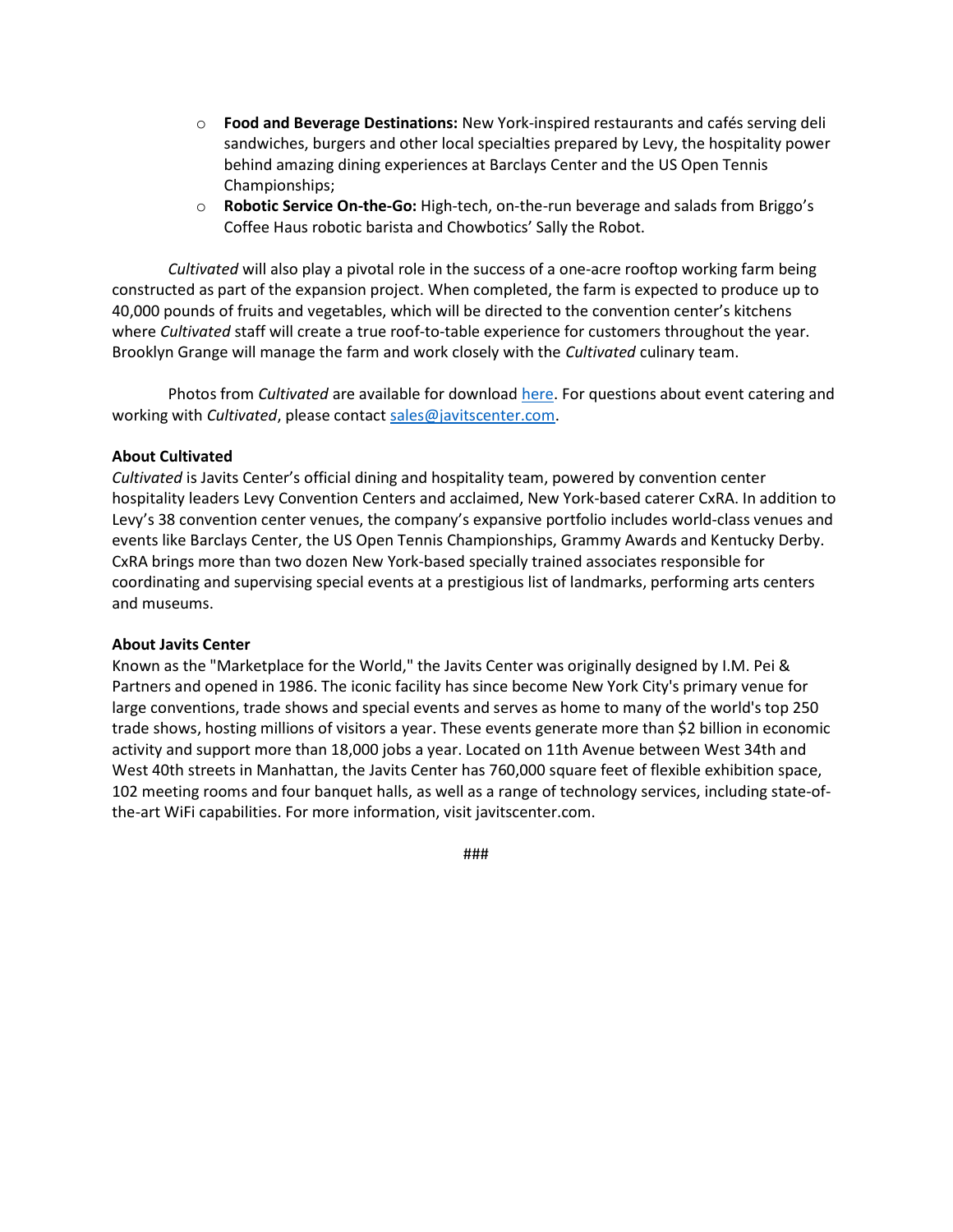- **Food and Beverage Destinations:** New York-inspired restaurants and cafés serving deli sandwiches, burgers and other local specialties prepared by Levy, the hospitality power behind amazing dining experiences at Barclays Center and the US Open Tennis Championships;
- **Robotic Service On-the-Go:** High-tech, on-the-run beverage and salads from Briggo's Coffee Haus robotic barista and Chowbotics' Sally the Robot.

*Cultivated* will also play a pivotal role in the success of a one-acre rooftop working farm being constructed as part of the expansion project. When completed, the farm is expected to produce up to 40,000 pounds of fruits and vegetables, which will be directed to the convention center's kitchens where *Cultivated* staff will create a true roof-to-table experience for customers throughout the year. Brooklyn Grange will manage the farm and work closely with the *Cultivated* culinary team.

Photos from *Cultivated* are available for download [here](). For questions about event catering and working with *Cultivated*, please contact [sales@javitscenter.com](mailto:sales@javitscenter.com).

**About Cultivated**

*Cultivated* is Javits Center's official dining and hospitality team, powered by convention center hospitality leaders Levy Convention Centers and acclaimed, New York-based caterer CxRA. In addition to Levy's 38 convention center venues, the company's expansive portfolio includes world-class venues and events like Barclays Center, the US Open Tennis Championships, Grammy Awards and Kentucky Derby. CxRA brings more than two dozen New York-based specially trained associates responsible for coordinating and supervising special events at a prestigious list of landmarks, performing arts centers and museums.

**About Javits Center**

Known as the "Marketplace for the World," the Javits Center was originally designed by I.M. Pei & Partners and opened in 1986. The iconic facility has since become New York City's primary venue for large conventions, trade shows and special events and serves as home to many of the world's top 250 trade shows, hosting millions of visitors a year. These events generate more than $2 billion in economic activity and support more than 18,000 jobs a year. Located on 11th Avenue between West 34th and West 40th streets in Manhattan, the Javits Center has 760,000 square feet of flexible exhibition space, 102 meeting rooms and four banquet halls, as well as a range of technology services, including state-of-the-art WiFi capabilities. For more information, visit javitscenter.com.

###